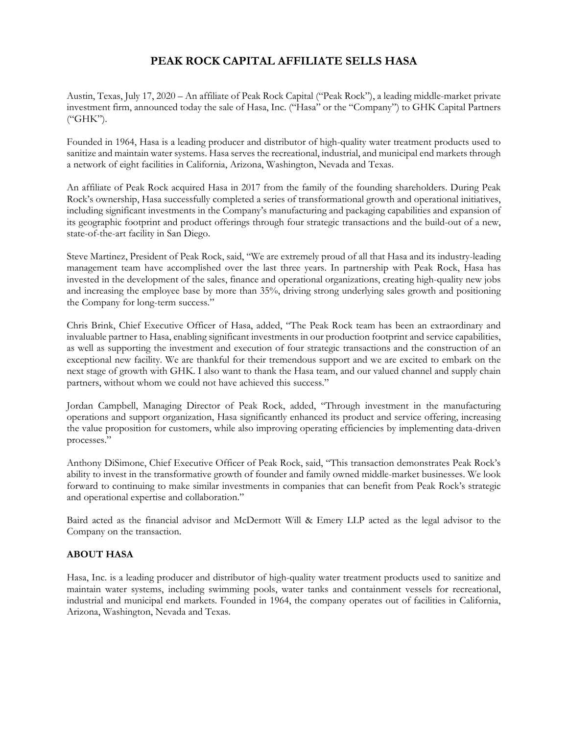# PEAK ROCK CAPITAL AFFILIATE SELLS HASA

Austin, Texas, July 17, 2020 – An affiliate of Peak Rock Capital ("Peak Rock"), a leading middle-market private investment firm, announced today the sale of Hasa, Inc. ("Hasa" or the "Company") to GHK Capital Partners ("GHK").

Founded in 1964, Hasa is a leading producer and distributor of high-quality water treatment products used to sanitize and maintain water systems. Hasa serves the recreational, industrial, and municipal end markets through a network of eight facilities in California, Arizona, Washington, Nevada and Texas.

An affiliate of Peak Rock acquired Hasa in 2017 from the family of the founding shareholders. During Peak Rock's ownership, Hasa successfully completed a series of transformational growth and operational initiatives, including significant investments in the Company's manufacturing and packaging capabilities and expansion of its geographic footprint and product offerings through four strategic transactions and the build-out of a new, state-of-the-art facility in San Diego.

Steve Martinez, President of Peak Rock, said, "We are extremely proud of all that Hasa and its industry-leading management team have accomplished over the last three years. In partnership with Peak Rock, Hasa has invested in the development of the sales, finance and operational organizations, creating high-quality new jobs and increasing the employee base by more than 35%, driving strong underlying sales growth and positioning the Company for long-term success."

Chris Brink, Chief Executive Officer of Hasa, added, "The Peak Rock team has been an extraordinary and invaluable partner to Hasa, enabling significant investments in our production footprint and service capabilities, as well as supporting the investment and execution of four strategic transactions and the construction of an exceptional new facility. We are thankful for their tremendous support and we are excited to embark on the next stage of growth with GHK. I also want to thank the Hasa team, and our valued channel and supply chain partners, without whom we could not have achieved this success."

Jordan Campbell, Managing Director of Peak Rock, added, "Through investment in the manufacturing operations and support organization, Hasa significantly enhanced its product and service offering, increasing the value proposition for customers, while also improving operating efficiencies by implementing data-driven processes."

Anthony DiSimone, Chief Executive Officer of Peak Rock, said, "This transaction demonstrates Peak Rock's ability to invest in the transformative growth of founder and family owned middle-market businesses. We look forward to continuing to make similar investments in companies that can benefit from Peak Rock's strategic and operational expertise and collaboration."

Baird acted as the financial advisor and McDermott Will & Emery LLP acted as the legal advisor to the Company on the transaction.

## ABOUT HASA

Hasa, Inc. is a leading producer and distributor of high-quality water treatment products used to sanitize and maintain water systems, including swimming pools, water tanks and containment vessels for recreational, industrial and municipal end markets. Founded in 1964, the company operates out of facilities in California, Arizona, Washington, Nevada and Texas.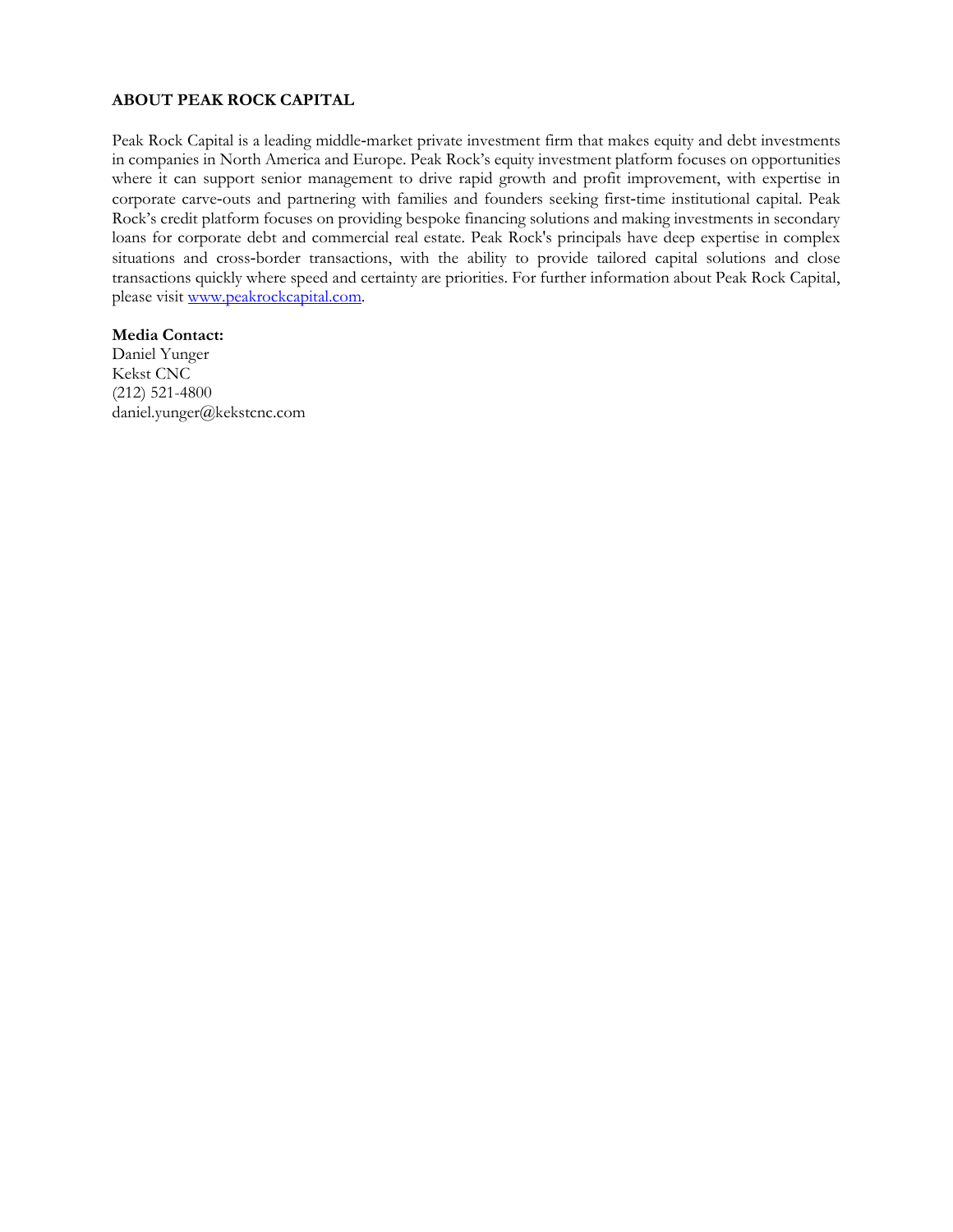**ABOUT PEAK ROCK CAPITAL**

Peak Rock Capital is a leading middle-market private investment firm that makes equity and debt investments in companies in North America and Europe. Peak Rock's equity investment platform focuses on opportunities where it can support senior management to drive rapid growth and profit improvement, with expertise in corporate carve-outs and partnering with families and founders seeking first-time institutional capital. Peak Rock's credit platform focuses on providing bespoke financing solutions and making investments in secondary loans for corporate debt and commercial real estate. Peak Rock's principals have deep expertise in complex situations and cross-border transactions, with the ability to provide tailored capital solutions and close transactions quickly where speed and certainty are priorities. For further information about Peak Rock Capital, please visit [www.peakrockcapital.com](http://www.peakrockcapital.com).

**Media Contact:**
Daniel Yunger
Kekst CNC
(212) 521-4800
daniel.yunger@kekstcnc.com